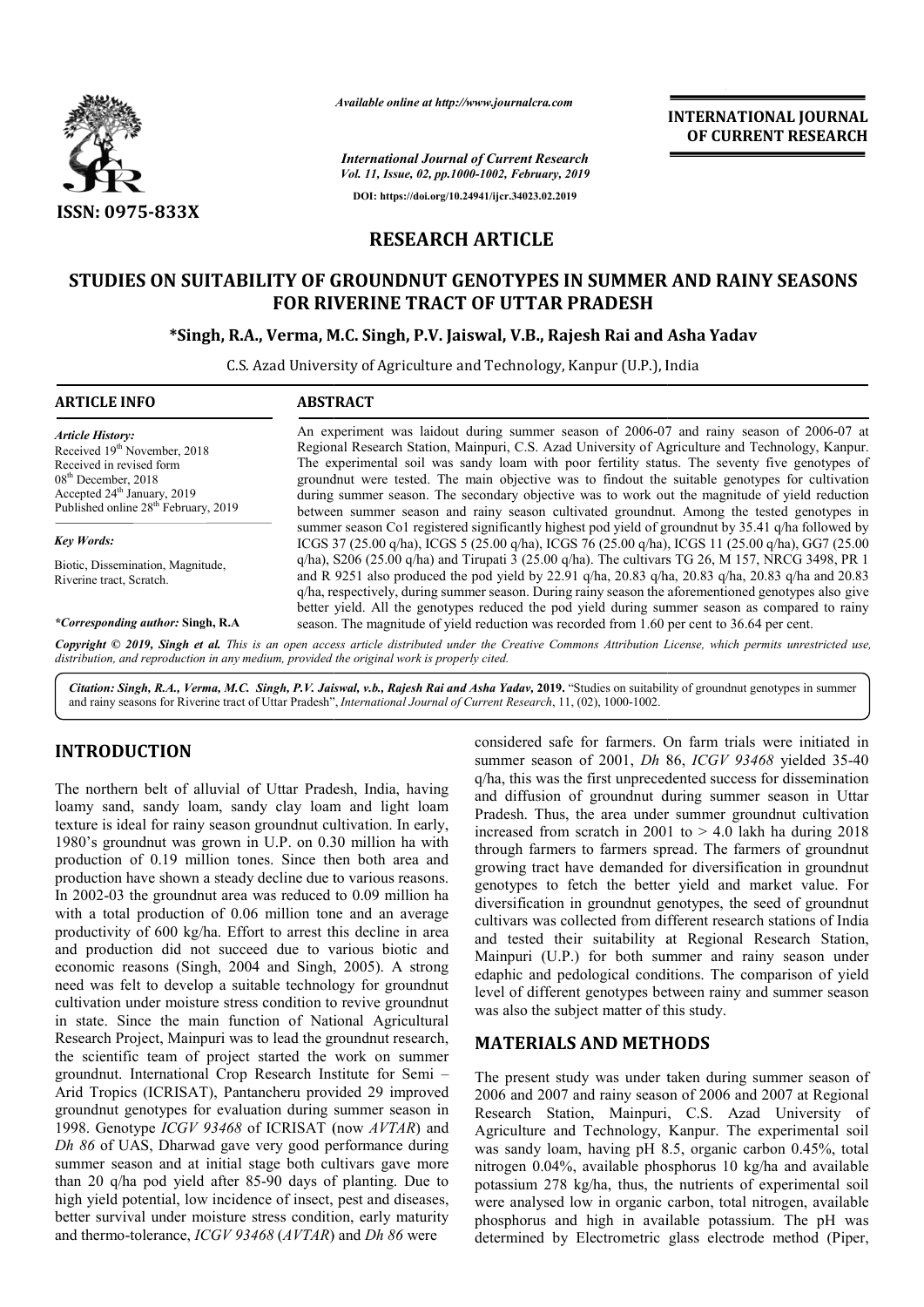*Available online at http://www.journalcra.com*

*International Journal of Current Research*
*Vol. 11, Issue, 02, pp.1000-1002, February, 2019*

**DOI: https://doi.org/10.24941/ijcr.34023.02.2019**

**INTERNATIONAL JOURNAL OF CURRENT RESEARCH**

**ISSN: 0975-833X**

## RESEARCH ARTICLE

# STUDIES ON SUITABILITY OF GROUNDNUT GENOTYPES IN SUMMER AND RAINY SEASONS FOR RIVERINE TRACT OF UTTAR PRADESH

**\*Singh, R.A., Verma, M.C. Singh, P.V. Jaiswal, V.B., Rajesh Rai and Asha Yadav**

C.S. Azad University of Agriculture and Technology, Kanpur (U.P.), India

### ARTICLE INFO

*Article History:*
Received 19th November, 2018
Received in revised form
08th December, 2018
Accepted 24th January, 2019
Published online 28th February, 2019

*Key Words:*

Biotic, Dissemination, Magnitude, Riverine tract, Scratch.

*\*Corresponding author:* **Singh, R.A**

### ABSTRACT

An experiment was laidout during summer season of 2006-07 and rainy season of 2006-07 at Regional Research Station, Mainpuri, C.S. Azad University of Agriculture and Technology, Kanpur. The experimental soil was sandy loam with poor fertility status. The seventy five genotypes of groundnut were tested. The main objective was to findout the suitable genotypes for cultivation during summer season. The secondary objective was to work out the magnitude of yield reduction between summer season and rainy season cultivated groundnut. Among the tested genotypes in summer season Co1 registered significantly highest pod yield of groundnut by 35.41 q/ha followed by ICGS 37 (25.00 q/ha), ICGS 5 (25.00 q/ha), ICGS 76 (25.00 q/ha), ICGS 11 (25.00 q/ha), GG7 (25.00 q/ha), S206 (25.00 q/ha) and Tirupati 3 (25.00 q/ha). The cultivars TG 26, M 157, NRCG 3498, PR 1 and R 9251 also produced the pod yield by 22.91 q/ha, 20.83 q/ha, 20.83 q/ha, 20.83 q/ha and 20.83 q/ha, respectively, during summer season. During rainy season the aforementioned genotypes also give better yield. All the genotypes reduced the pod yield during summer season as compared to rainy season. The magnitude of yield reduction was recorded from 1.60 per cent to 36.64 per cent.

*Copyright © 2019, Singh et al. This is an open access article distributed under the Creative Commons Attribution License, which permits unrestricted use, distribution, and reproduction in any medium, provided the original work is properly cited.*

*Citation: Singh, R.A., Verma, M.C. Singh, P.V. Jaiswal, v.b., Rajesh Rai and Asha Yadav,* **2019.** "Studies on suitability of groundnut genotypes in summer and rainy seasons for Riverine tract of Uttar Pradesh", *International Journal of Current Research*, 11, (02), 1000-1002.

## INTRODUCTION

The northern belt of alluvial of Uttar Pradesh, India, having loamy sand, sandy loam, sandy clay loam and light loam texture is ideal for rainy season groundnut cultivation. In early, 1980's groundnut was grown in U.P. on 0.30 million ha with production of 0.19 million tones. Since then both area and production have shown a steady decline due to various reasons. In 2002-03 the groundnut area was reduced to 0.09 million ha with a total production of 0.06 million tone and an average productivity of 600 kg/ha. Effort to arrest this decline in area and production did not succeed due to various biotic and economic reasons (Singh, 2004 and Singh, 2005). A strong need was felt to develop a suitable technology for groundnut cultivation under moisture stress condition to revive groundnut in state. Since the main function of National Agricultural Research Project, Mainpuri was to lead the groundnut research, the scientific team of project started the work on summer groundnut. International Crop Research Institute for Semi – Arid Tropics (ICRISAT), Pantancheru provided 29 improved groundnut genotypes for evaluation during summer season in 1998. Genotype *ICGV 93468* of ICRISAT (now *AVTAR*) and *Dh 86* of UAS, Dharwad gave very good performance during summer season and at initial stage both cultivars gave more than 20 q/ha pod yield after 85-90 days of planting. Due to high yield potential, low incidence of insect, pest and diseases, better survival under moisture stress condition, early maturity and thermo-tolerance, *ICGV 93468* (*AVTAR*) and *Dh 86* were considered safe for farmers. On farm trials were initiated in summer season of 2001, *Dh* 86, *ICGV 93468* yielded 35-40 q/ha, this was the first unprecedented success for dissemination and diffusion of groundnut during summer season in Uttar Pradesh. Thus, the area under summer groundnut cultivation increased from scratch in 2001 to > 4.0 lakh ha during 2018 through farmers to farmers spread. The farmers of groundnut growing tract have demanded for diversification in groundnut genotypes to fetch the better yield and market value. For diversification in groundnut genotypes, the seed of groundnut cultivars was collected from different research stations of India and tested their suitability at Regional Research Station, Mainpuri (U.P.) for both summer and rainy season under edaphic and pedological conditions. The comparison of yield level of different genotypes between rainy and summer season was also the subject matter of this study.

## MATERIALS AND METHODS

The present study was under taken during summer season of 2006 and 2007 and rainy season of 2006 and 2007 at Regional Research Station, Mainpuri, C.S. Azad University of Agriculture and Technology, Kanpur. The experimental soil was sandy loam, having pH 8.5, organic carbon 0.45%, total nitrogen 0.04%, available phosphorus 10 kg/ha and available potassium 278 kg/ha, thus, the nutrients of experimental soil were analysed low in organic carbon, total nitrogen, available phosphorus and high in available potassium. The pH was determined by Electrometric glass electrode method (Piper,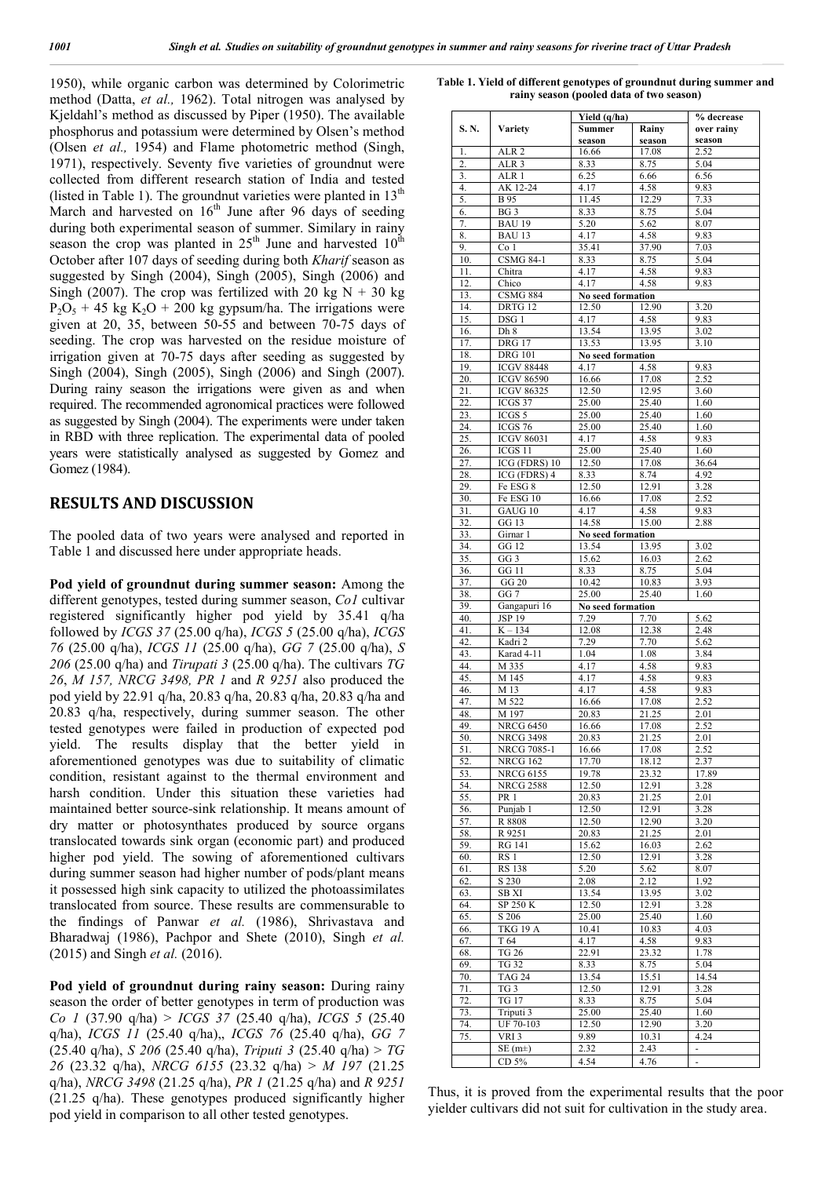1950), while organic carbon was determined by Colorimetric method (Datta, *et al.,* 1962). Total nitrogen was analysed by Kjeldahl's method as discussed by Piper (1950). The available phosphorus and potassium were determined by Olsen's method (Olsen *et al.,* 1954) and Flame photometric method (Singh, 1971), respectively. Seventy five varieties of groundnut were collected from different research station of India and tested (listed in Table 1). The groundnut varieties were planted in 13th March and harvested on 16th June after 96 days of seeding during both experimental season of summer. Similary in rainy season the crop was planted in 25th June and harvested 10th October after 107 days of seeding during both *Kharif* season as suggested by Singh (2004), Singh (2005), Singh (2006) and Singh (2007). The crop was fertilized with 20 kg N + 30 kg $P_2O_5$ + 45 kg $K_2O$ + 200 kg gypsum/ha. The irrigations were given at 20, 35, between 50-55 and between 70-75 days of seeding. The crop was harvested on the residue moisture of irrigation given at 70-75 days after seeding as suggested by Singh (2004), Singh (2005), Singh (2006) and Singh (2007). During rainy season the irrigations were given as and when required. The recommended agronomical practices were followed as suggested by Singh (2004). The experiments were under taken in RBD with three replication. The experimental data of pooled years were statistically analysed as suggested by Gomez and Gomez (1984).

## RESULTS AND DISCUSSION

The pooled data of two years were analysed and reported in Table 1 and discussed here under appropriate heads.

**Pod yield of groundnut during summer season:** Among the different genotypes, tested during summer season, *Co1* cultivar registered significantly higher pod yield by 35.41 q/ha followed by *ICGS 37* (25.00 q/ha), *ICGS 5* (25.00 q/ha), *ICGS 76* (25.00 q/ha), *ICGS 11* (25.00 q/ha), *GG 7* (25.00 q/ha), *S 206* (25.00 q/ha) and *Tirupati 3* (25.00 q/ha). The cultivars *TG 26*, *M 157, NRCG 3498, PR 1* and *R 9251* also produced the pod yield by 22.91 q/ha, 20.83 q/ha, 20.83 q/ha, 20.83 q/ha and 20.83 q/ha, respectively, during summer season. The other tested genotypes were failed in production of expected pod yield. The results display that the better yield in aforementioned genotypes was due to suitability of climatic condition, resistant against to the thermal environment and harsh condition. Under this situation these varieties had maintained better source-sink relationship. It means amount of dry matter or photosynthates produced by source organs translocated towards sink organ (economic part) and produced higher pod yield. The sowing of aforementioned cultivars during summer season had higher number of pods/plant means it possessed high sink capacity to utilized the photoassimilates translocated from source. These results are commensurable to the findings of Panwar *et al.* (1986), Shrivastava and Bharadwaj (1986), Pachpor and Shete (2010), Singh *et al.* (2015) and Singh *et al.* (2016).

**Pod yield of groundnut during rainy season:** During rainy season the order of better genotypes in term of production was *Co 1* (37.90 q/ha) > *ICGS 37* (25.40 q/ha), *ICGS 5* (25.40 q/ha), *ICGS 11* (25.40 q/ha),, *ICGS 76* (25.40 q/ha), *GG 7* (25.40 q/ha), *S 206* (25.40 q/ha), *Triputi 3* (25.40 q/ha) > *TG 26* (23.32 q/ha), *NRCG 6155* (23.32 q/ha) > *M 197* (21.25 q/ha), *NRCG 3498* (21.25 q/ha), *PR 1* (21.25 q/ha) and *R 9251* (21.25 q/ha). These genotypes produced significantly higher pod yield in comparison to all other tested genotypes.

**Table 1. Yield of different genotypes of groundnut during summer and rainy season (pooled data of two season)**

| S. N. | Variety | Yield (q/ha) | | % decrease over rainy season |
|---|---|---|---|---|
| | | Summer season | Rainy season | |
| 1. | ALR 2 | 16.66 | 17.08 | 2.52 |
| 2. | ALR 3 | 8.33 | 8.75 | 5.04 |
| 3. | ALR 1 | 6.25 | 6.66 | 6.56 |
| 4. | AK 12-24 | 4.17 | 4.58 | 9.83 |
| 5. | B 95 | 11.45 | 12.29 | 7.33 |
| 6. | BG 3 | 8.33 | 8.75 | 5.04 |
| 7. | BAU 19 | 5.20 | 5.62 | 8.07 |
| 8. | BAU 13 | 4.17 | 4.58 | 9.83 |
| 9. | Co 1 | 35.41 | 37.90 | 7.03 |
| 10. | CSMG 84-1 | 8.33 | 8.75 | 5.04 |
| 11. | Chitra | 4.17 | 4.58 | 9.83 |
| 12. | Chico | 4.17 | 4.58 | 9.83 |
| 13. | CSMG 884 | No seed formation | | |
| 14. | DRTG 12 | 12.50 | 12.90 | 3.20 |
| 15. | DSG 1 | 4.17 | 4.58 | 9.83 |
| 16. | Dh 8 | 13.54 | 13.95 | 3.02 |
| 17. | DRG 17 | 13.53 | 13.95 | 3.10 |
| 18. | DRG 101 | No seed formation | | |
| 19. | ICGV 88448 | 4.17 | 4.58 | 9.83 |
| 20. | ICGV 86590 | 16.66 | 17.08 | 2.52 |
| 21. | ICGV 86325 | 12.50 | 12.95 | 3.60 |
| 22. | ICGS 37 | 25.00 | 25.40 | 1.60 |
| 23. | ICGS 5 | 25.00 | 25.40 | 1.60 |
| 24. | ICGS 76 | 25.00 | 25.40 | 1.60 |
| 25. | ICGV 86031 | 4.17 | 4.58 | 9.83 |
| 26. | ICGS 11 | 25.00 | 25.40 | 1.60 |
| 27. | ICG (FDRS) 10 | 12.50 | 17.08 | 36.64 |
| 28. | ICG (FDRS) 4 | 8.33 | 8.74 | 4.92 |
| 29. | Fe ESG 8 | 12.50 | 12.91 | 3.28 |
| 30. | Fe ESG 10 | 16.66 | 17.08 | 2.52 |
| 31. | GAUG 10 | 4.17 | 4.58 | 9.83 |
| 32. | GG 13 | 14.58 | 15.00 | 2.88 |
| 33. | Girnar 1 | No seed formation | | |
| 34. | GG 12 | 13.54 | 13.95 | 3.02 |
| 35. | GG 3 | 15.62 | 16.03 | 2.62 |
| 36. | GG 11 | 8.33 | 8.75 | 5.04 |
| 37. | GG 20 | 10.42 | 10.83 | 3.93 |
| 38. | GG 7 | 25.00 | 25.40 | 1.60 |
| 39. | Gangapuri 16 | No seed formation | | |
| 40. | JSP 19 | 7.29 | 7.70 | 5.62 |
| 41. | K – 134 | 12.08 | 12.38 | 2.48 |
| 42. | Kadri 2 | 7.29 | 7.70 | 5.62 |
| 43. | Karad 4-11 | 1.04 | 1.08 | 3.84 |
| 44. | M 335 | 4.17 | 4.58 | 9.83 |
| 45. | M 145 | 4.17 | 4.58 | 9.83 |
| 46. | M 13 | 4.17 | 4.58 | 9.83 |
| 47. | M 522 | 16.66 | 17.08 | 2.52 |
| 48. | M 197 | 20.83 | 21.25 | 2.01 |
| 49. | NRCG 6450 | 16.66 | 17.08 | 2.52 |
| 50. | NRCG 3498 | 20.83 | 21.25 | 2.01 |
| 51. | NRCG 7085-1 | 16.66 | 17.08 | 2.52 |
| 52. | NRCG 162 | 17.70 | 18.12 | 2.37 |
| 53. | NRCG 6155 | 19.78 | 23.32 | 17.89 |
| 54. | NRCG 2588 | 12.50 | 12.91 | 3.28 |
| 55. | PR 1 | 20.83 | 21.25 | 2.01 |
| 56. | Punjab 1 | 12.50 | 12.91 | 3.28 |
| 57. | R 8808 | 12.50 | 12.90 | 3.20 |
| 58. | R 9251 | 20.83 | 21.25 | 2.01 |
| 59. | RG 141 | 15.62 | 16.03 | 2.62 |
| 60. | RS 1 | 12.50 | 12.91 | 3.28 |
| 61. | RS 138 | 5.20 | 5.62 | 8.07 |
| 62. | S 230 | 2.08 | 2.12 | 1.92 |
| 63. | SB XI | 13.54 | 13.95 | 3.02 |
| 64. | SP 250 K | 12.50 | 12.91 | 3.28 |
| 65. | S 206 | 25.00 | 25.40 | 1.60 |
| 66. | TKG 19 A | 10.41 | 10.83 | 4.03 |
| 67. | T 64 | 4.17 | 4.58 | 9.83 |
| 68. | TG 26 | 22.91 | 23.32 | 1.78 |
| 69. | TG 32 | 8.33 | 8.75 | 5.04 |
| 70. | TAG 24 | 13.54 | 15.51 | 14.54 |
| 71. | TG 3 | 12.50 | 12.91 | 3.28 |
| 72. | TG 17 | 8.33 | 8.75 | 5.04 |
| 73. | Triputi 3 | 25.00 | 25.40 | 1.60 |
| 74. | UF 70-103 | 12.50 | 12.90 | 3.20 |
| 75. | VRI 3 | 9.89 | 10.31 | 4.24 |
| | SE (m±) | 2.32 | 2.43 | - |
| | CD 5% | 4.54 | 4.76 | - |

Thus, it is proved from the experimental results that the poor yielder cultivars did not suit for cultivation in the study area.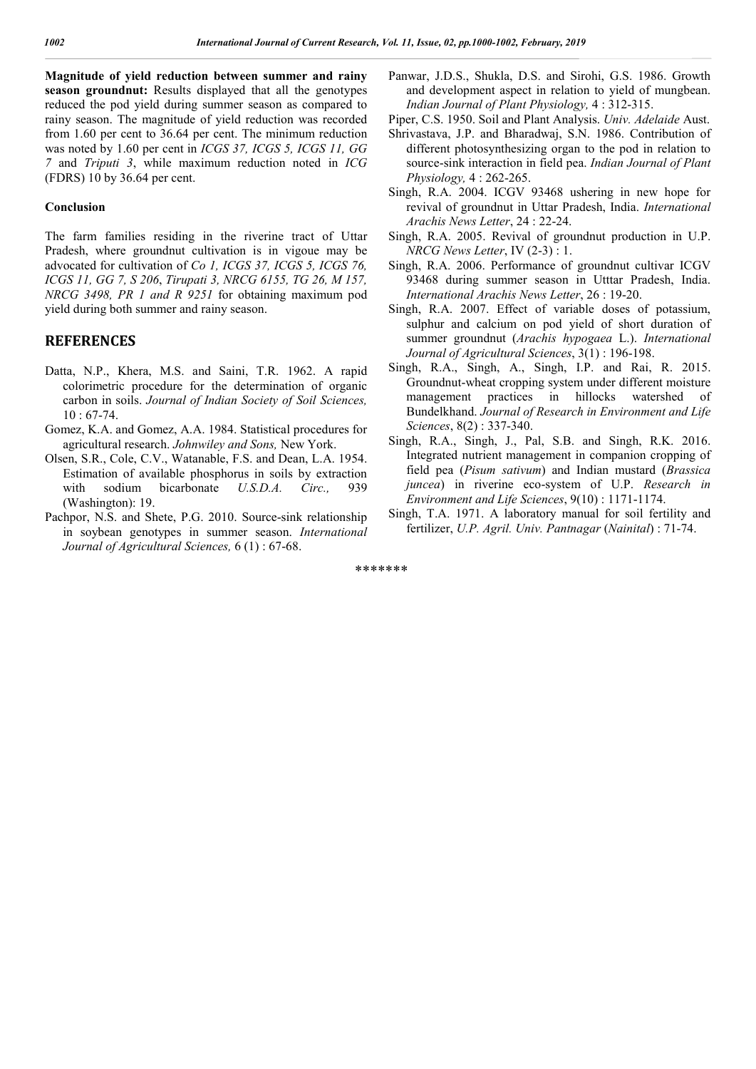**Magnitude of yield reduction between summer and rainy season groundnut:** Results displayed that all the genotypes reduced the pod yield during summer season as compared to rainy season. The magnitude of yield reduction was recorded from 1.60 per cent to 36.64 per cent. The minimum reduction was noted by 1.60 per cent in *ICGS 37, ICGS 5, ICGS 11, GG 7* and *Triputi 3*, while maximum reduction noted in *ICG* (FDRS) 10 by 36.64 per cent.

### Conclusion

The farm families residing in the riverine tract of Uttar Pradesh, where groundnut cultivation is in vigoue may be advocated for cultivation of *Co 1, ICGS 37, ICGS 5, ICGS 76, ICGS 11, GG 7, S 206*, *Tirupati 3, NRCG 6155, TG 26, M 157, NRCG 3498, PR 1 and R 9251* for obtaining maximum pod yield during both summer and rainy season.

## REFERENCES

- Datta, N.P., Khera, M.S. and Saini, T.R. 1962. A rapid colorimetric procedure for the determination of organic carbon in soils. *Journal of Indian Society of Soil Sciences,* 10 : 67-74.
- Gomez, K.A. and Gomez, A.A. 1984. Statistical procedures for agricultural research. *Johnwiley and Sons,* New York.
- Olsen, S.R., Cole, C.V., Watanable, F.S. and Dean, L.A. 1954. Estimation of available phosphorus in soils by extraction with sodium bicarbonate *U.S.D.A. Circ.,* 939 (Washington): 19.
- Pachpor, N.S. and Shete, P.G. 2010. Source-sink relationship in soybean genotypes in summer season. *International Journal of Agricultural Sciences,* 6 (1) : 67-68.
- Panwar, J.D.S., Shukla, D.S. and Sirohi, G.S. 1986. Growth and development aspect in relation to yield of mungbean. *Indian Journal of Plant Physiology,* 4 : 312-315.
- Piper, C.S. 1950. Soil and Plant Analysis. *Univ. Adelaide* Aust.
- Shrivastava, J.P. and Bharadwaj, S.N. 1986. Contribution of different photosynthesizing organ to the pod in relation to source-sink interaction in field pea. *Indian Journal of Plant Physiology,* 4 : 262-265.
- Singh, R.A. 2004. ICGV 93468 ushering in new hope for revival of groundnut in Uttar Pradesh, India. *International Arachis News Letter*, 24 : 22-24.
- Singh, R.A. 2005. Revival of groundnut production in U.P. *NRCG News Letter*, IV (2-3) : 1.
- Singh, R.A. 2006. Performance of groundnut cultivar ICGV 93468 during summer season in Utttar Pradesh, India. *International Arachis News Letter*, 26 : 19-20.
- Singh, R.A. 2007. Effect of variable doses of potassium, sulphur and calcium on pod yield of short duration of summer groundnut (*Arachis hypogaea* L.). *International Journal of Agricultural Sciences*, 3(1) : 196-198.
- Singh, R.A., Singh, A., Singh, I.P. and Rai, R. 2015. Groundnut-wheat cropping system under different moisture management practices in hillocks watershed of Bundelkhand. *Journal of Research in Environment and Life Sciences*, 8(2) : 337-340.
- Singh, R.A., Singh, J., Pal, S.B. and Singh, R.K. 2016. Integrated nutrient management in companion cropping of field pea (*Pisum sativum*) and Indian mustard (*Brassica juncea*) in riverine eco-system of U.P. *Research in Environment and Life Sciences*, 9(10) : 1171-1174.
- Singh, T.A. 1971. A laboratory manual for soil fertility and fertilizer, *U.P. Agril. Univ. Pantnagar* (*Nainital*) : 71-74.

\*\*\*\*\*\*\*